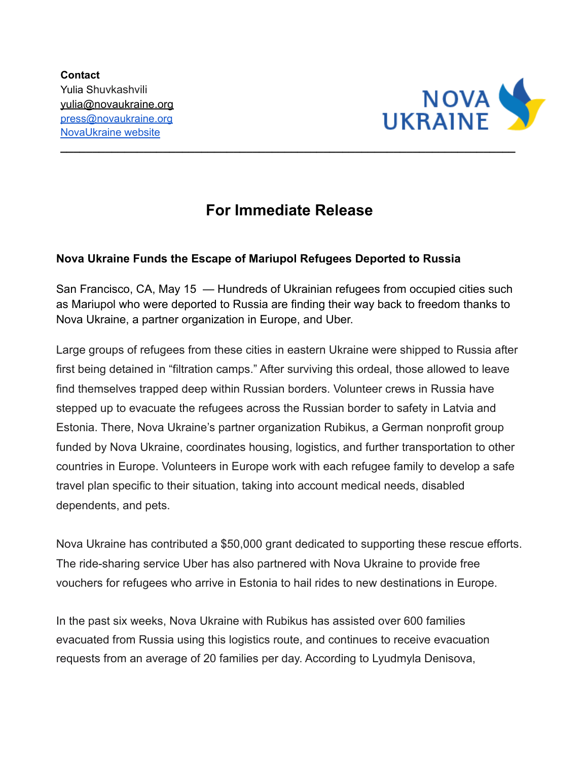**Contact**
Yulia Shuvkashvili
yulia@novaukraine.org
press@novaukraine.org
NovaUkraine website

NOVA UKRAINE

---

# For Immediate Release

**Nova Ukraine Funds the Escape of Mariupol Refugees Deported to Russia**

San Francisco, CA, May 15 — Hundreds of Ukrainian refugees from occupied cities such as Mariupol who were deported to Russia are finding their way back to freedom thanks to Nova Ukraine, a partner organization in Europe, and Uber.

Large groups of refugees from these cities in eastern Ukraine were shipped to Russia after first being detained in "filtration camps." After surviving this ordeal, those allowed to leave find themselves trapped deep within Russian borders. Volunteer crews in Russia have stepped up to evacuate the refugees across the Russian border to safety in Latvia and Estonia. There, Nova Ukraine's partner organization Rubikus, a German nonprofit group funded by Nova Ukraine, coordinates housing, logistics, and further transportation to other countries in Europe. Volunteers in Europe work with each refugee family to develop a safe travel plan specific to their situation, taking into account medical needs, disabled dependents, and pets.

Nova Ukraine has contributed a $50,000 grant dedicated to supporting these rescue efforts. The ride-sharing service Uber has also partnered with Nova Ukraine to provide free vouchers for refugees who arrive in Estonia to hail rides to new destinations in Europe.

In the past six weeks, Nova Ukraine with Rubikus has assisted over 600 families evacuated from Russia using this logistics route, and continues to receive evacuation requests from an average of 20 families per day. According to Lyudmyla Denisova,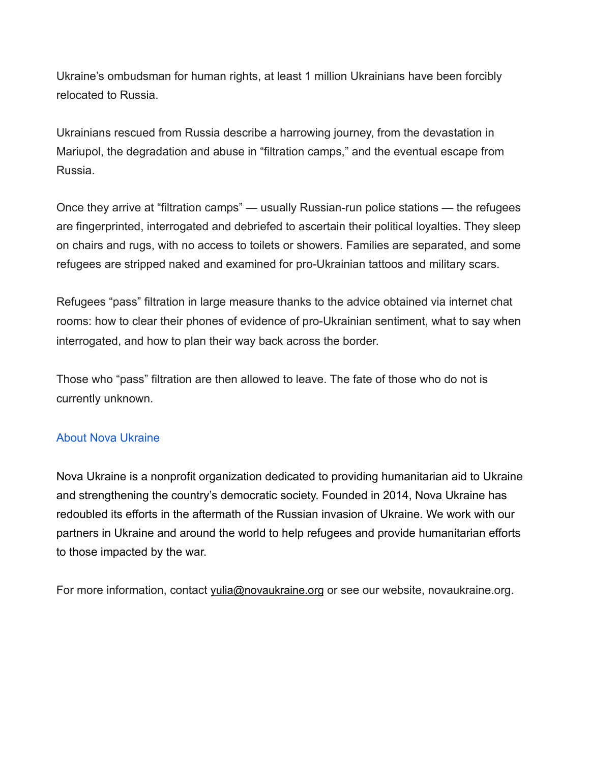Ukraine's ombudsman for human rights, at least 1 million Ukrainians have been forcibly relocated to Russia.

Ukrainians rescued from Russia describe a harrowing journey, from the devastation in Mariupol, the degradation and abuse in "filtration camps," and the eventual escape from Russia.

Once they arrive at "filtration camps" — usually Russian-run police stations — the refugees are fingerprinted, interrogated and debriefed to ascertain their political loyalties. They sleep on chairs and rugs, with no access to toilets or showers. Families are separated, and some refugees are stripped naked and examined for pro-Ukrainian tattoos and military scars.

Refugees "pass" filtration in large measure thanks to the advice obtained via internet chat rooms: how to clear their phones of evidence of pro-Ukrainian sentiment, what to say when interrogated, and how to plan their way back across the border.

Those who "pass" filtration are then allowed to leave. The fate of those who do not is currently unknown.

## About Nova Ukraine

Nova Ukraine is a nonprofit organization dedicated to providing humanitarian aid to Ukraine and strengthening the country's democratic society. Founded in 2014, Nova Ukraine has redoubled its efforts in the aftermath of the Russian invasion of Ukraine. We work with our partners in Ukraine and around the world to help refugees and provide humanitarian efforts to those impacted by the war.

For more information, contact yulia@novaukraine.org or see our website, novaukraine.org.